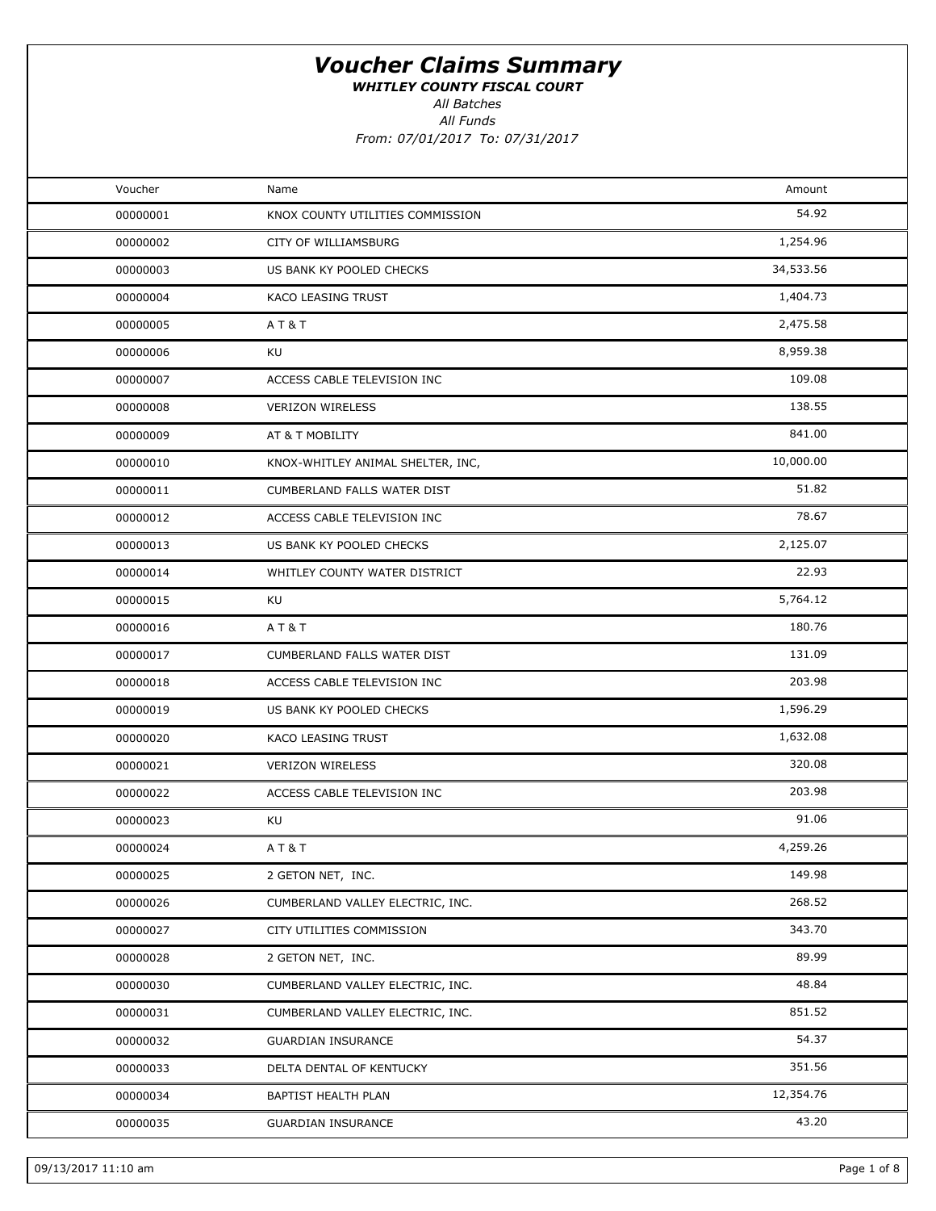# *Voucher Claims Summary*

***WHITLEY COUNTY FISCAL COURT***

*All Batches*

*All Funds*

*From: 07/01/2017 To: 07/31/2017*

| Voucher | Name | Amount |
|---|---|---|
| 00000001 | KNOX COUNTY UTILITIES COMMISSION | 54.92 |
| 00000002 | CITY OF WILLIAMSBURG | 1,254.96 |
| 00000003 | US BANK KY POOLED CHECKS | 34,533.56 |
| 00000004 | KACO LEASING TRUST | 1,404.73 |
| 00000005 | A T & T | 2,475.58 |
| 00000006 | KU | 8,959.38 |
| 00000007 | ACCESS CABLE TELEVISION INC | 109.08 |
| 00000008 | VERIZON WIRELESS | 138.55 |
| 00000009 | AT & T MOBILITY | 841.00 |
| 00000010 | KNOX-WHITLEY ANIMAL SHELTER, INC, | 10,000.00 |
| 00000011 | CUMBERLAND FALLS WATER DIST | 51.82 |
| 00000012 | ACCESS CABLE TELEVISION INC | 78.67 |
| 00000013 | US BANK KY POOLED CHECKS | 2,125.07 |
| 00000014 | WHITLEY COUNTY WATER DISTRICT | 22.93 |
| 00000015 | KU | 5,764.12 |
| 00000016 | A T & T | 180.76 |
| 00000017 | CUMBERLAND FALLS WATER DIST | 131.09 |
| 00000018 | ACCESS CABLE TELEVISION INC | 203.98 |
| 00000019 | US BANK KY POOLED CHECKS | 1,596.29 |
| 00000020 | KACO LEASING TRUST | 1,632.08 |
| 00000021 | VERIZON WIRELESS | 320.08 |
| 00000022 | ACCESS CABLE TELEVISION INC | 203.98 |
| 00000023 | KU | 91.06 |
| 00000024 | A T & T | 4,259.26 |
| 00000025 | 2 GETON NET, INC. | 149.98 |
| 00000026 | CUMBERLAND VALLEY ELECTRIC, INC. | 268.52 |
| 00000027 | CITY UTILITIES COMMISSION | 343.70 |
| 00000028 | 2 GETON NET, INC. | 89.99 |
| 00000030 | CUMBERLAND VALLEY ELECTRIC, INC. | 48.84 |
| 00000031 | CUMBERLAND VALLEY ELECTRIC, INC. | 851.52 |
| 00000032 | GUARDIAN INSURANCE | 54.37 |
| 00000033 | DELTA DENTAL OF KENTUCKY | 351.56 |
| 00000034 | BAPTIST HEALTH PLAN | 12,354.76 |
| 00000035 | GUARDIAN INSURANCE | 43.20 |

09/13/2017 11:10 am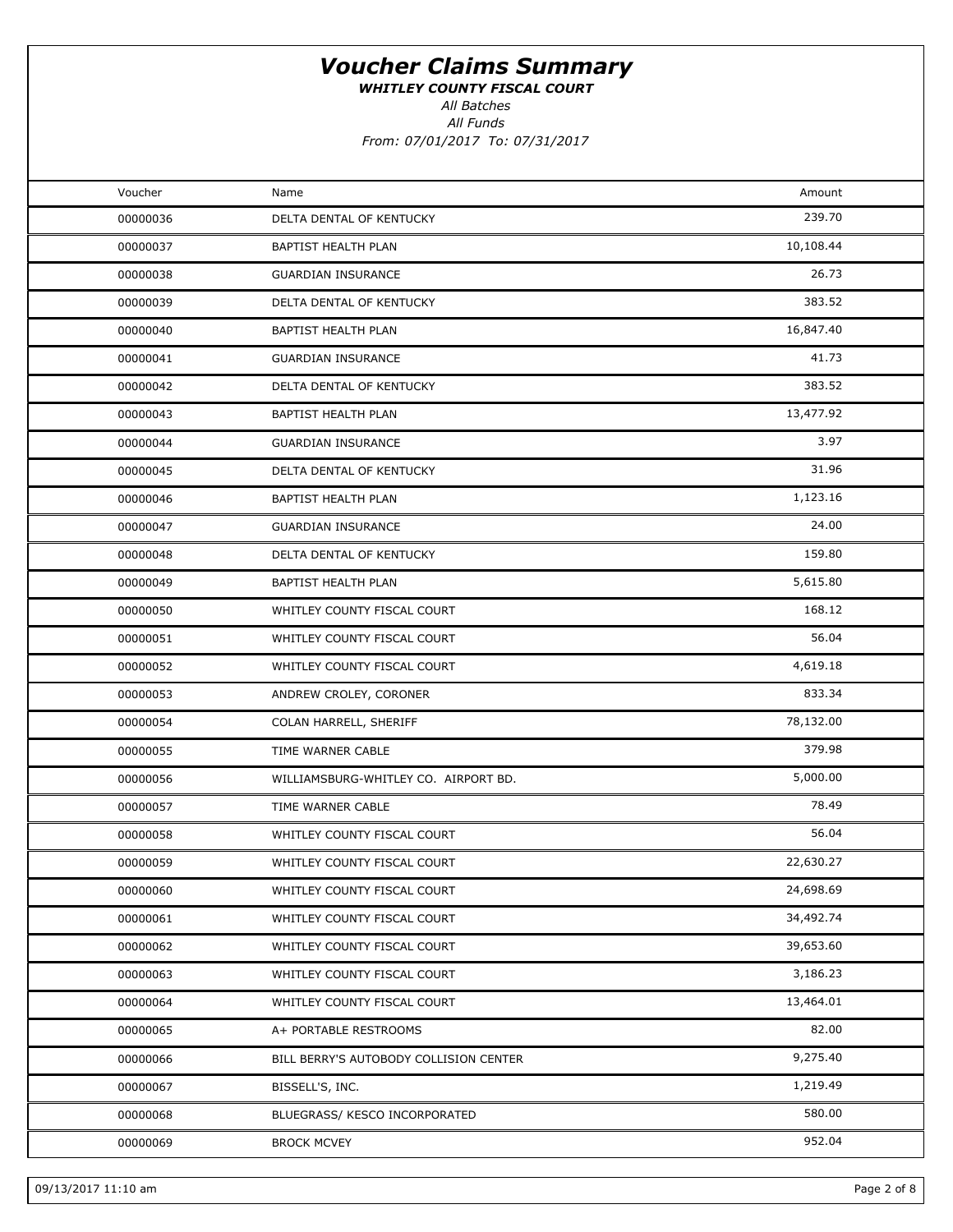# Voucher Claims Summary

***WHITLEY COUNTY FISCAL COURT***

*All Batches*

*All Funds*

*From: 07/01/2017 To: 07/31/2017*

| Voucher | Name | Amount |
|---|---|---|
| 00000036 | DELTA DENTAL OF KENTUCKY | 239.70 |
| 00000037 | BAPTIST HEALTH PLAN | 10,108.44 |
| 00000038 | GUARDIAN INSURANCE | 26.73 |
| 00000039 | DELTA DENTAL OF KENTUCKY | 383.52 |
| 00000040 | BAPTIST HEALTH PLAN | 16,847.40 |
| 00000041 | GUARDIAN INSURANCE | 41.73 |
| 00000042 | DELTA DENTAL OF KENTUCKY | 383.52 |
| 00000043 | BAPTIST HEALTH PLAN | 13,477.92 |
| 00000044 | GUARDIAN INSURANCE | 3.97 |
| 00000045 | DELTA DENTAL OF KENTUCKY | 31.96 |
| 00000046 | BAPTIST HEALTH PLAN | 1,123.16 |
| 00000047 | GUARDIAN INSURANCE | 24.00 |
| 00000048 | DELTA DENTAL OF KENTUCKY | 159.80 |
| 00000049 | BAPTIST HEALTH PLAN | 5,615.80 |
| 00000050 | WHITLEY COUNTY FISCAL COURT | 168.12 |
| 00000051 | WHITLEY COUNTY FISCAL COURT | 56.04 |
| 00000052 | WHITLEY COUNTY FISCAL COURT | 4,619.18 |
| 00000053 | ANDREW CROLEY, CORONER | 833.34 |
| 00000054 | COLAN HARRELL, SHERIFF | 78,132.00 |
| 00000055 | TIME WARNER CABLE | 379.98 |
| 00000056 | WILLIAMSBURG-WHITLEY CO. AIRPORT BD. | 5,000.00 |
| 00000057 | TIME WARNER CABLE | 78.49 |
| 00000058 | WHITLEY COUNTY FISCAL COURT | 56.04 |
| 00000059 | WHITLEY COUNTY FISCAL COURT | 22,630.27 |
| 00000060 | WHITLEY COUNTY FISCAL COURT | 24,698.69 |
| 00000061 | WHITLEY COUNTY FISCAL COURT | 34,492.74 |
| 00000062 | WHITLEY COUNTY FISCAL COURT | 39,653.60 |
| 00000063 | WHITLEY COUNTY FISCAL COURT | 3,186.23 |
| 00000064 | WHITLEY COUNTY FISCAL COURT | 13,464.01 |
| 00000065 | A+ PORTABLE RESTROOMS | 82.00 |
| 00000066 | BILL BERRY'S AUTOBODY COLLISION CENTER | 9,275.40 |
| 00000067 | BISSELL'S, INC. | 1,219.49 |
| 00000068 | BLUEGRASS/ KESCO INCORPORATED | 580.00 |
| 00000069 | BROCK MCVEY | 952.04 |

09/13/2017 11:10 am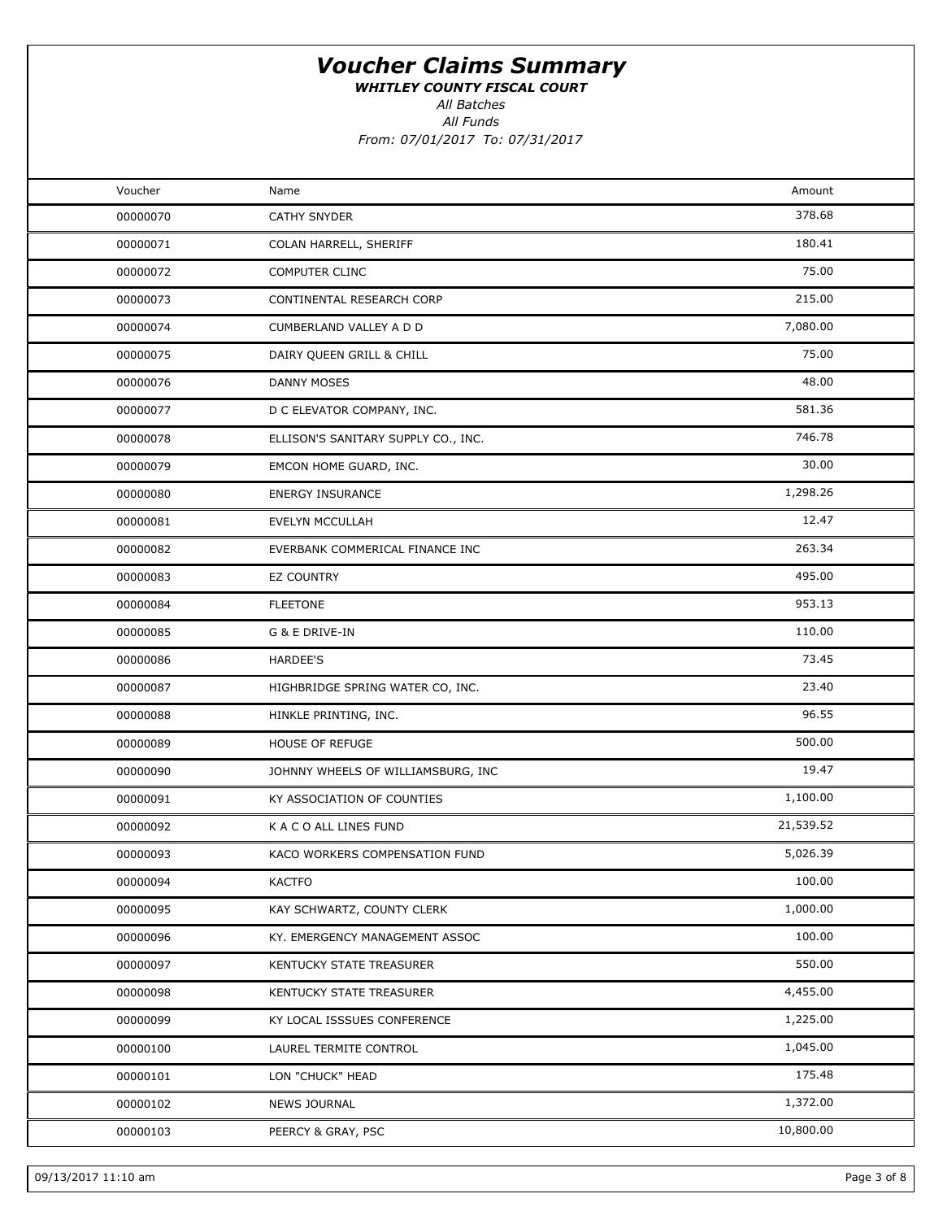# *Voucher Claims Summary*

***WHITLEY COUNTY FISCAL COURT***

*All Batches*

*All Funds*

*From: 07/01/2017 To: 07/31/2017*

| Voucher | Name | Amount |
|---|---|---|
| 00000070 | CATHY SNYDER | 378.68 |
| 00000071 | COLAN HARRELL, SHERIFF | 180.41 |
| 00000072 | COMPUTER CLINC | 75.00 |
| 00000073 | CONTINENTAL RESEARCH CORP | 215.00 |
| 00000074 | CUMBERLAND VALLEY A D D | 7,080.00 |
| 00000075 | DAIRY QUEEN GRILL & CHILL | 75.00 |
| 00000076 | DANNY MOSES | 48.00 |
| 00000077 | D C ELEVATOR COMPANY, INC. | 581.36 |
| 00000078 | ELLISON'S SANITARY SUPPLY CO., INC. | 746.78 |
| 00000079 | EMCON HOME GUARD, INC. | 30.00 |
| 00000080 | ENERGY INSURANCE | 1,298.26 |
| 00000081 | EVELYN MCCULLAH | 12.47 |
| 00000082 | EVERBANK COMMERICAL FINANCE INC | 263.34 |
| 00000083 | EZ COUNTRY | 495.00 |
| 00000084 | FLEETONE | 953.13 |
| 00000085 | G & E DRIVE-IN | 110.00 |
| 00000086 | HARDEE'S | 73.45 |
| 00000087 | HIGHBRIDGE SPRING WATER CO, INC. | 23.40 |
| 00000088 | HINKLE PRINTING, INC. | 96.55 |
| 00000089 | HOUSE OF REFUGE | 500.00 |
| 00000090 | JOHNNY WHEELS OF WILLIAMSBURG, INC | 19.47 |
| 00000091 | KY ASSOCIATION OF COUNTIES | 1,100.00 |
| 00000092 | K A C O ALL LINES FUND | 21,539.52 |
| 00000093 | KACO WORKERS COMPENSATION FUND | 5,026.39 |
| 00000094 | KACTFO | 100.00 |
| 00000095 | KAY SCHWARTZ, COUNTY CLERK | 1,000.00 |
| 00000096 | KY. EMERGENCY MANAGEMENT ASSOC | 100.00 |
| 00000097 | KENTUCKY STATE TREASURER | 550.00 |
| 00000098 | KENTUCKY STATE TREASURER | 4,455.00 |
| 00000099 | KY LOCAL ISSSUES CONFERENCE | 1,225.00 |
| 00000100 | LAUREL TERMITE CONTROL | 1,045.00 |
| 00000101 | LON "CHUCK" HEAD | 175.48 |
| 00000102 | NEWS JOURNAL | 1,372.00 |
| 00000103 | PEERCY & GRAY, PSC | 10,800.00 |

09/13/2017 11:10 am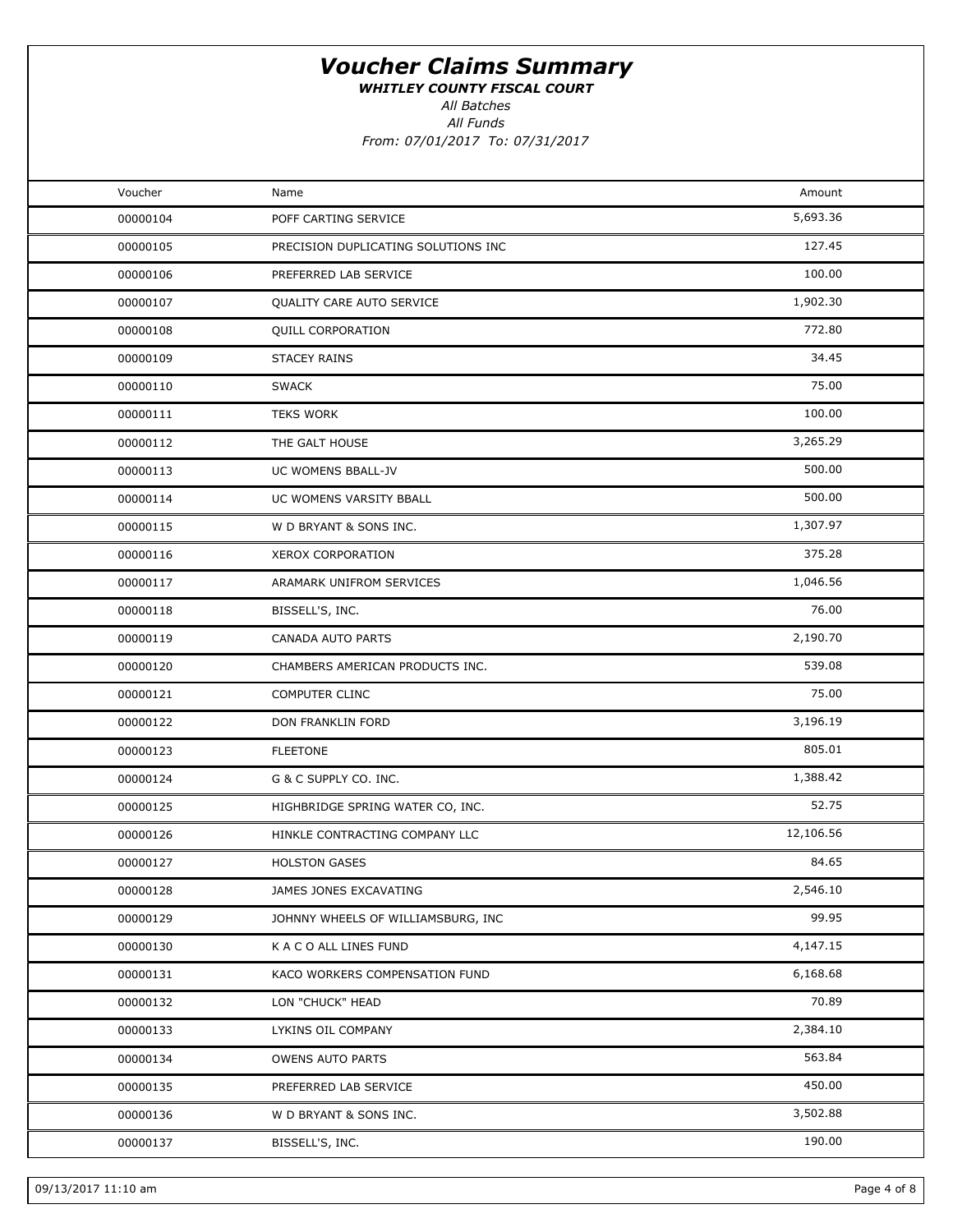# Voucher Claims Summary

***WHITLEY COUNTY FISCAL COURT***

*All Batches*

*All Funds*

*From: 07/01/2017 To: 07/31/2017*

| Voucher | Name | Amount |
|---|---|---|
| 00000104 | POFF CARTING SERVICE | 5,693.36 |
| 00000105 | PRECISION DUPLICATING SOLUTIONS INC | 127.45 |
| 00000106 | PREFERRED LAB SERVICE | 100.00 |
| 00000107 | QUALITY CARE AUTO SERVICE | 1,902.30 |
| 00000108 | QUILL CORPORATION | 772.80 |
| 00000109 | STACEY RAINS | 34.45 |
| 00000110 | SWACK | 75.00 |
| 00000111 | TEKS WORK | 100.00 |
| 00000112 | THE GALT HOUSE | 3,265.29 |
| 00000113 | UC WOMENS BBALL-JV | 500.00 |
| 00000114 | UC WOMENS VARSITY BBALL | 500.00 |
| 00000115 | W D BRYANT & SONS INC. | 1,307.97 |
| 00000116 | XEROX CORPORATION | 375.28 |
| 00000117 | ARAMARK UNIFROM SERVICES | 1,046.56 |
| 00000118 | BISSELL'S, INC. | 76.00 |
| 00000119 | CANADA AUTO PARTS | 2,190.70 |
| 00000120 | CHAMBERS AMERICAN PRODUCTS INC. | 539.08 |
| 00000121 | COMPUTER CLINC | 75.00 |
| 00000122 | DON FRANKLIN FORD | 3,196.19 |
| 00000123 | FLEETONE | 805.01 |
| 00000124 | G & C SUPPLY CO. INC. | 1,388.42 |
| 00000125 | HIGHBRIDGE SPRING WATER CO, INC. | 52.75 |
| 00000126 | HINKLE CONTRACTING COMPANY LLC | 12,106.56 |
| 00000127 | HOLSTON GASES | 84.65 |
| 00000128 | JAMES JONES EXCAVATING | 2,546.10 |
| 00000129 | JOHNNY WHEELS OF WILLIAMSBURG, INC | 99.95 |
| 00000130 | K A C O ALL LINES FUND | 4,147.15 |
| 00000131 | KACO WORKERS COMPENSATION FUND | 6,168.68 |
| 00000132 | LON "CHUCK" HEAD | 70.89 |
| 00000133 | LYKINS OIL COMPANY | 2,384.10 |
| 00000134 | OWENS AUTO PARTS | 563.84 |
| 00000135 | PREFERRED LAB SERVICE | 450.00 |
| 00000136 | W D BRYANT & SONS INC. | 3,502.88 |
| 00000137 | BISSELL'S, INC. | 190.00 |

09/13/2017 11:10 am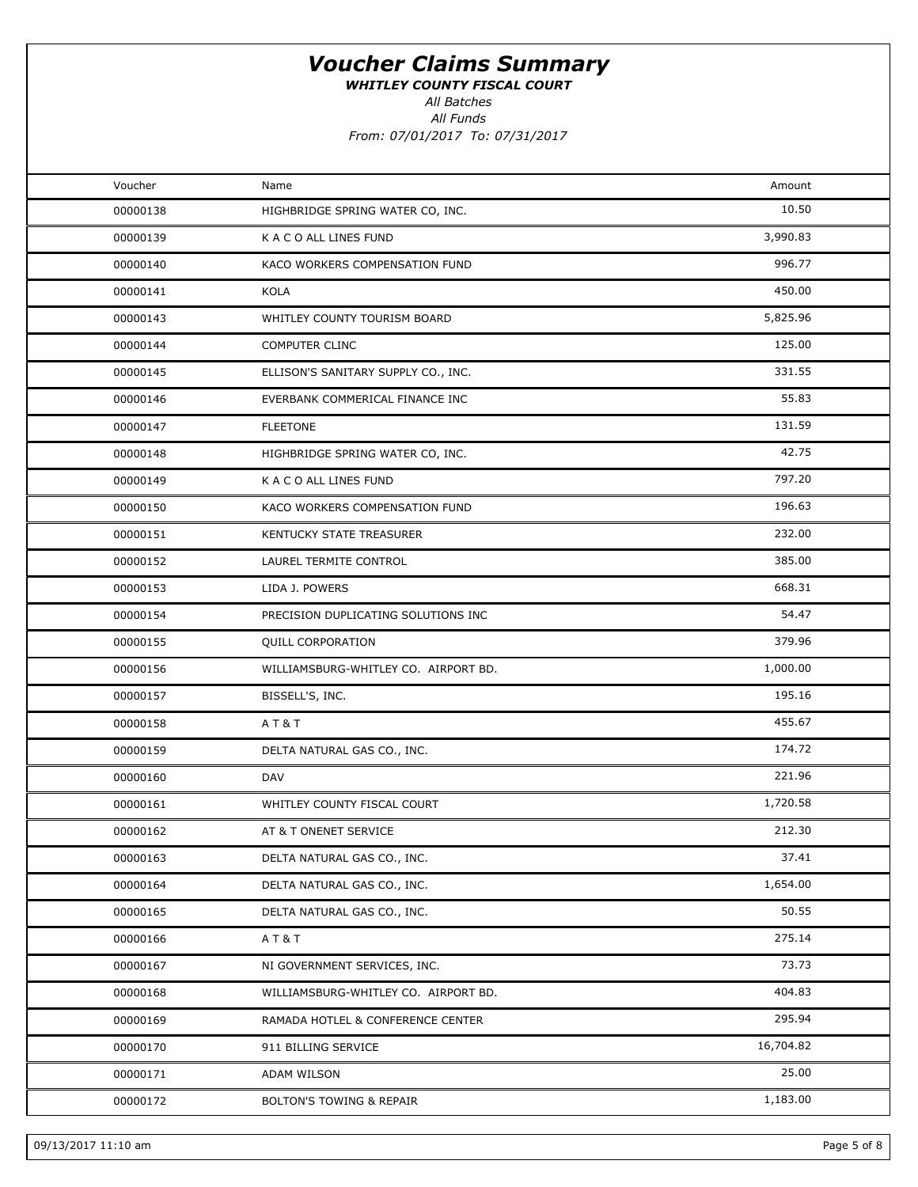# *Voucher Claims Summary*

***WHITLEY COUNTY FISCAL COURT***

*All Batches*

*All Funds*

*From: 07/01/2017 To: 07/31/2017*

| Voucher | Name | Amount |
|---|---|---|
| 00000138 | HIGHBRIDGE SPRING WATER CO, INC. | 10.50 |
| 00000139 | K A C O ALL LINES FUND | 3,990.83 |
| 00000140 | KACO WORKERS COMPENSATION FUND | 996.77 |
| 00000141 | KOLA | 450.00 |
| 00000143 | WHITLEY COUNTY TOURISM BOARD | 5,825.96 |
| 00000144 | COMPUTER CLINC | 125.00 |
| 00000145 | ELLISON'S SANITARY SUPPLY CO., INC. | 331.55 |
| 00000146 | EVERBANK COMMERICAL FINANCE INC | 55.83 |
| 00000147 | FLEETONE | 131.59 |
| 00000148 | HIGHBRIDGE SPRING WATER CO, INC. | 42.75 |
| 00000149 | K A C O ALL LINES FUND | 797.20 |
| 00000150 | KACO WORKERS COMPENSATION FUND | 196.63 |
| 00000151 | KENTUCKY STATE TREASURER | 232.00 |
| 00000152 | LAUREL TERMITE CONTROL | 385.00 |
| 00000153 | LIDA J. POWERS | 668.31 |
| 00000154 | PRECISION DUPLICATING SOLUTIONS INC | 54.47 |
| 00000155 | QUILL CORPORATION | 379.96 |
| 00000156 | WILLIAMSBURG-WHITLEY CO. AIRPORT BD. | 1,000.00 |
| 00000157 | BISSELL'S, INC. | 195.16 |
| 00000158 | A T & T | 455.67 |
| 00000159 | DELTA NATURAL GAS CO., INC. | 174.72 |
| 00000160 | DAV | 221.96 |
| 00000161 | WHITLEY COUNTY FISCAL COURT | 1,720.58 |
| 00000162 | AT & T ONENET SERVICE | 212.30 |
| 00000163 | DELTA NATURAL GAS CO., INC. | 37.41 |
| 00000164 | DELTA NATURAL GAS CO., INC. | 1,654.00 |
| 00000165 | DELTA NATURAL GAS CO., INC. | 50.55 |
| 00000166 | A T & T | 275.14 |
| 00000167 | NI GOVERNMENT SERVICES, INC. | 73.73 |
| 00000168 | WILLIAMSBURG-WHITLEY CO. AIRPORT BD. | 404.83 |
| 00000169 | RAMADA HOTLEL & CONFERENCE CENTER | 295.94 |
| 00000170 | 911 BILLING SERVICE | 16,704.82 |
| 00000171 | ADAM WILSON | 25.00 |
| 00000172 | BOLTON'S TOWING & REPAIR | 1,183.00 |

09/13/2017 11:10 am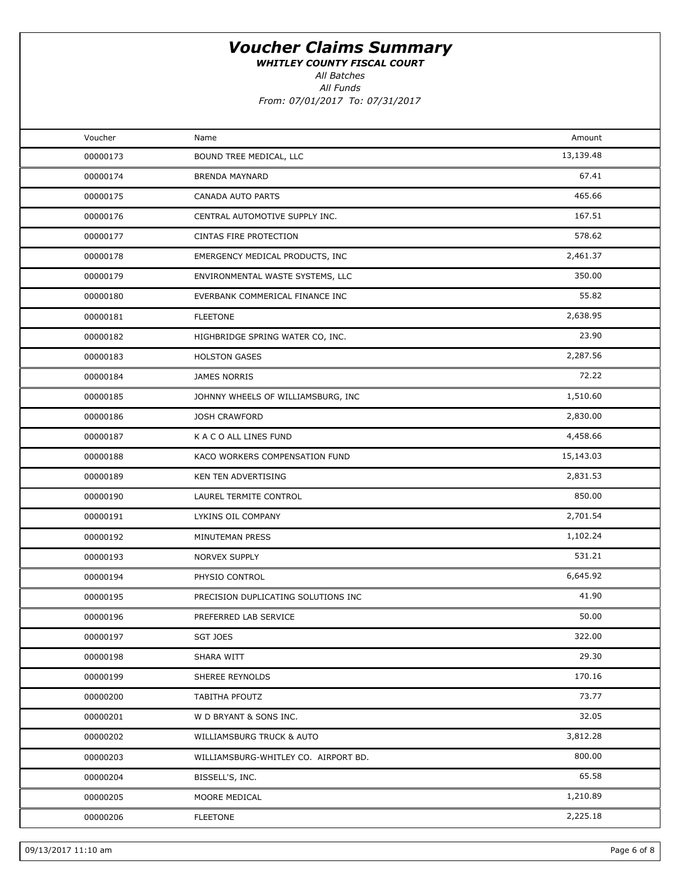# Voucher Claims Summary

***WHITLEY COUNTY FISCAL COURT***

*All Batches*

*All Funds*

*From: 07/01/2017 To: 07/31/2017*

| Voucher | Name | Amount |
|---|---|---|
| 00000173 | BOUND TREE MEDICAL, LLC | 13,139.48 |
| 00000174 | BRENDA MAYNARD | 67.41 |
| 00000175 | CANADA AUTO PARTS | 465.66 |
| 00000176 | CENTRAL AUTOMOTIVE SUPPLY INC. | 167.51 |
| 00000177 | CINTAS FIRE PROTECTION | 578.62 |
| 00000178 | EMERGENCY MEDICAL PRODUCTS, INC | 2,461.37 |
| 00000179 | ENVIRONMENTAL WASTE SYSTEMS, LLC | 350.00 |
| 00000180 | EVERBANK COMMERICAL FINANCE INC | 55.82 |
| 00000181 | FLEETONE | 2,638.95 |
| 00000182 | HIGHBRIDGE SPRING WATER CO, INC. | 23.90 |
| 00000183 | HOLSTON GASES | 2,287.56 |
| 00000184 | JAMES NORRIS | 72.22 |
| 00000185 | JOHNNY WHEELS OF WILLIAMSBURG, INC | 1,510.60 |
| 00000186 | JOSH CRAWFORD | 2,830.00 |
| 00000187 | K A C O ALL LINES FUND | 4,458.66 |
| 00000188 | KACO WORKERS COMPENSATION FUND | 15,143.03 |
| 00000189 | KEN TEN ADVERTISING | 2,831.53 |
| 00000190 | LAUREL TERMITE CONTROL | 850.00 |
| 00000191 | LYKINS OIL COMPANY | 2,701.54 |
| 00000192 | MINUTEMAN PRESS | 1,102.24 |
| 00000193 | NORVEX SUPPLY | 531.21 |
| 00000194 | PHYSIO CONTROL | 6,645.92 |
| 00000195 | PRECISION DUPLICATING SOLUTIONS INC | 41.90 |
| 00000196 | PREFERRED LAB SERVICE | 50.00 |
| 00000197 | SGT JOES | 322.00 |
| 00000198 | SHARA WITT | 29.30 |
| 00000199 | SHEREE REYNOLDS | 170.16 |
| 00000200 | TABITHA PFOUTZ | 73.77 |
| 00000201 | W D BRYANT & SONS INC. | 32.05 |
| 00000202 | WILLIAMSBURG TRUCK & AUTO | 3,812.28 |
| 00000203 | WILLIAMSBURG-WHITLEY CO. AIRPORT BD. | 800.00 |
| 00000204 | BISSELL'S, INC. | 65.58 |
| 00000205 | MOORE MEDICAL | 1,210.89 |
| 00000206 | FLEETONE | 2,225.18 |

09/13/2017 11:10 am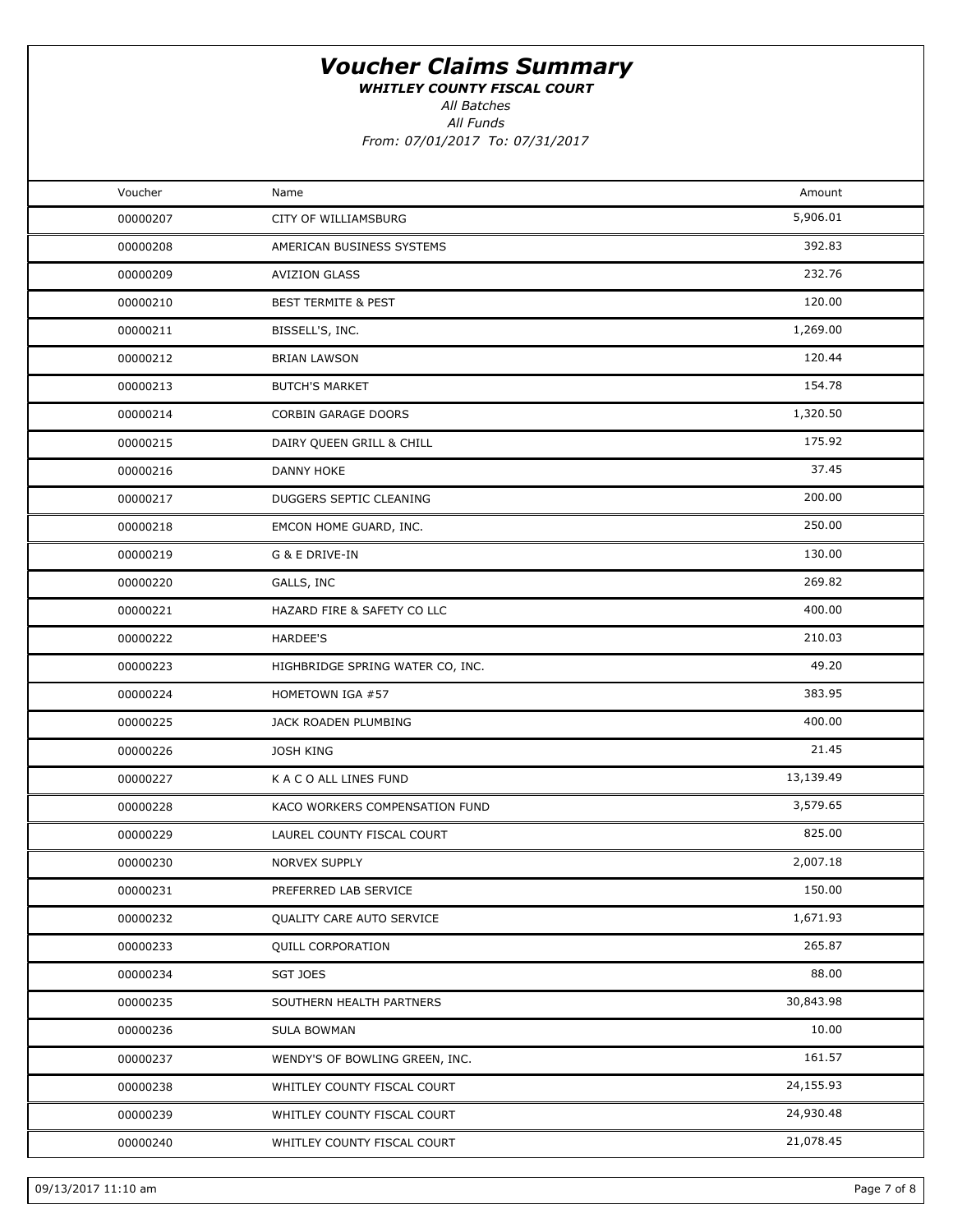# Voucher Claims Summary

***WHITLEY COUNTY FISCAL COURT***

*All Batches*

*All Funds*

*From: 07/01/2017 To: 07/31/2017*

| Voucher | Name | Amount |
|---|---|---|
| 00000207 | CITY OF WILLIAMSBURG | 5,906.01 |
| 00000208 | AMERICAN BUSINESS SYSTEMS | 392.83 |
| 00000209 | AVIZION GLASS | 232.76 |
| 00000210 | BEST TERMITE & PEST | 120.00 |
| 00000211 | BISSELL'S, INC. | 1,269.00 |
| 00000212 | BRIAN LAWSON | 120.44 |
| 00000213 | BUTCH'S MARKET | 154.78 |
| 00000214 | CORBIN GARAGE DOORS | 1,320.50 |
| 00000215 | DAIRY QUEEN GRILL & CHILL | 175.92 |
| 00000216 | DANNY HOKE | 37.45 |
| 00000217 | DUGGERS SEPTIC CLEANING | 200.00 |
| 00000218 | EMCON HOME GUARD, INC. | 250.00 |
| 00000219 | G & E DRIVE-IN | 130.00 |
| 00000220 | GALLS, INC | 269.82 |
| 00000221 | HAZARD FIRE & SAFETY CO LLC | 400.00 |
| 00000222 | HARDEE'S | 210.03 |
| 00000223 | HIGHBRIDGE SPRING WATER CO, INC. | 49.20 |
| 00000224 | HOMETOWN IGA #57 | 383.95 |
| 00000225 | JACK ROADEN PLUMBING | 400.00 |
| 00000226 | JOSH KING | 21.45 |
| 00000227 | K A C O ALL LINES FUND | 13,139.49 |
| 00000228 | KACO WORKERS COMPENSATION FUND | 3,579.65 |
| 00000229 | LAUREL COUNTY FISCAL COURT | 825.00 |
| 00000230 | NORVEX SUPPLY | 2,007.18 |
| 00000231 | PREFERRED LAB SERVICE | 150.00 |
| 00000232 | QUALITY CARE AUTO SERVICE | 1,671.93 |
| 00000233 | QUILL CORPORATION | 265.87 |
| 00000234 | SGT JOES | 88.00 |
| 00000235 | SOUTHERN HEALTH PARTNERS | 30,843.98 |
| 00000236 | SULA BOWMAN | 10.00 |
| 00000237 | WENDY'S OF BOWLING GREEN, INC. | 161.57 |
| 00000238 | WHITLEY COUNTY FISCAL COURT | 24,155.93 |
| 00000239 | WHITLEY COUNTY FISCAL COURT | 24,930.48 |
| 00000240 | WHITLEY COUNTY FISCAL COURT | 21,078.45 |

09/13/2017 11:10 am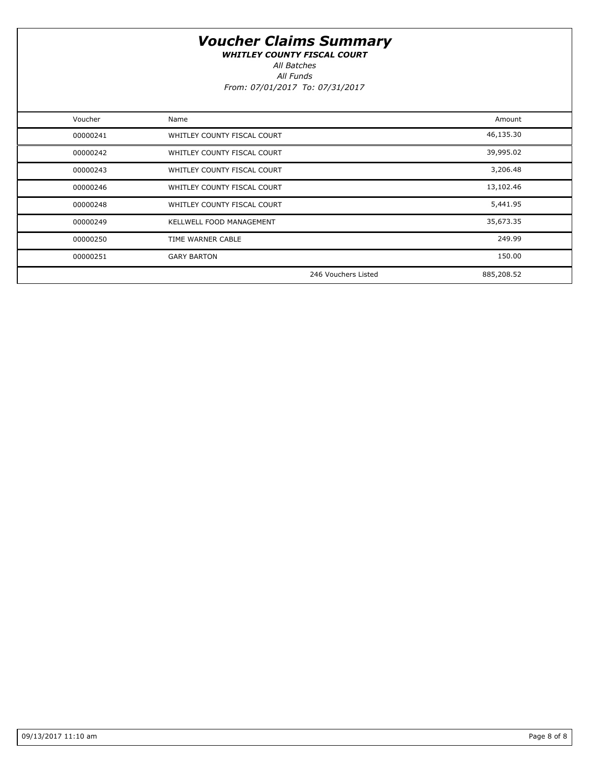# Voucher Claims Summary

***WHITLEY COUNTY FISCAL COURT***

*All Batches*

*All Funds*

*From: 07/01/2017 To: 07/31/2017*

| Voucher | Name | | Amount |
|---|---|---|---|
| 00000241 | WHITLEY COUNTY FISCAL COURT | | 46,135.30 |
| 00000242 | WHITLEY COUNTY FISCAL COURT | | 39,995.02 |
| 00000243 | WHITLEY COUNTY FISCAL COURT | | 3,206.48 |
| 00000246 | WHITLEY COUNTY FISCAL COURT | | 13,102.46 |
| 00000248 | WHITLEY COUNTY FISCAL COURT | | 5,441.95 |
| 00000249 | KELLWELL FOOD MANAGEMENT | | 35,673.35 |
| 00000250 | TIME WARNER CABLE | | 249.99 |
| 00000251 | GARY BARTON | | 150.00 |
| | | 246 Vouchers Listed | 885,208.52 |

09/13/2017 11:10 am